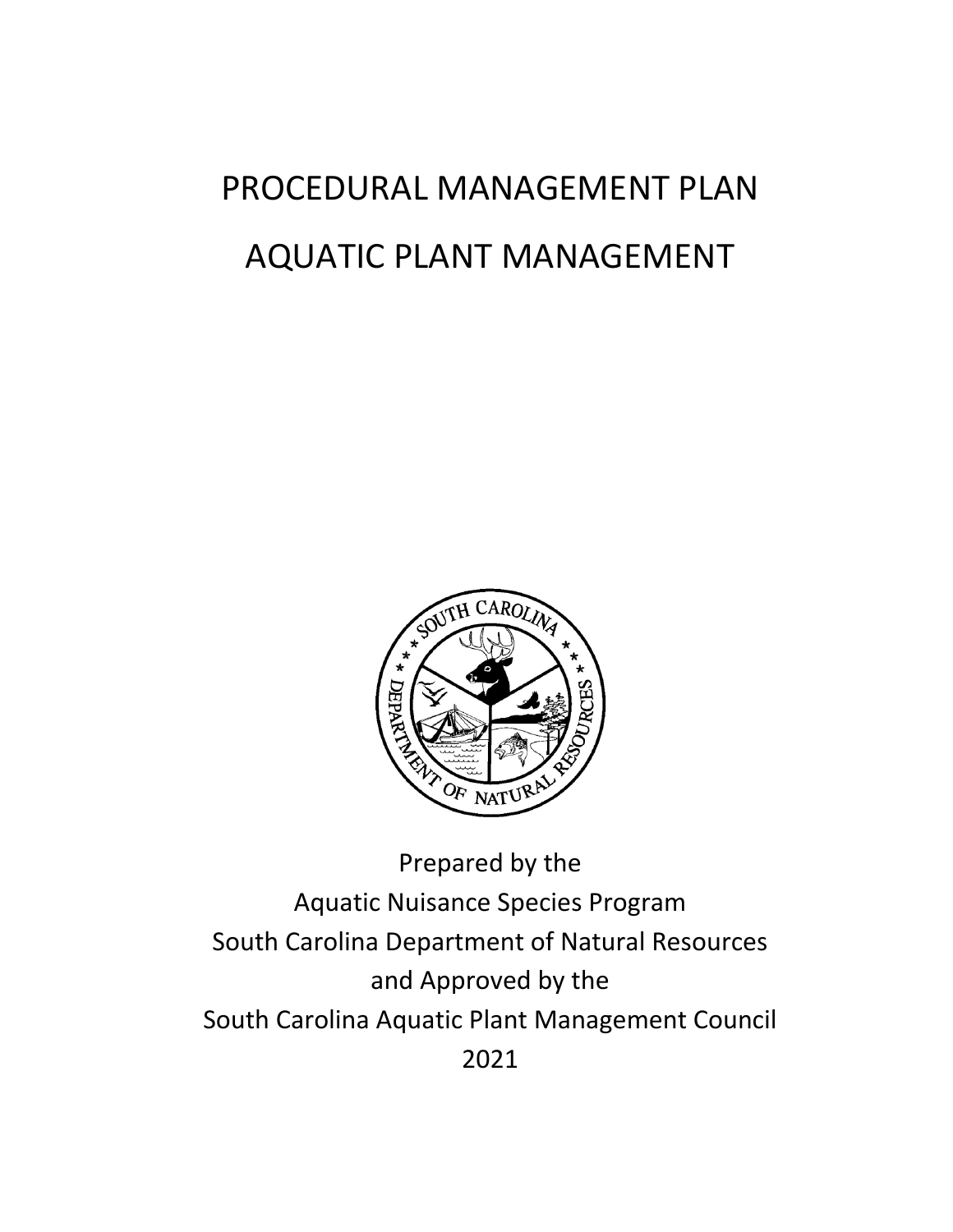# PROCEDURAL MANAGEMENT PLAN

# AQUATIC PLANT MANAGEMENT

Prepared by the
Aquatic Nuisance Species Program
South Carolina Department of Natural Resources
and Approved by the
South Carolina Aquatic Plant Management Council
2021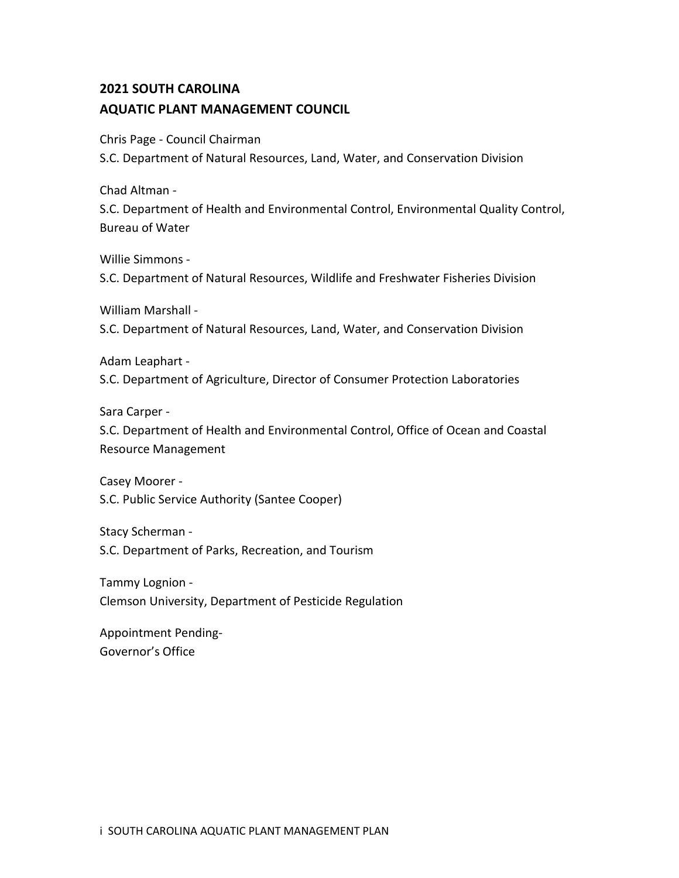## 2021 SOUTH CAROLINA AQUATIC PLANT MANAGEMENT COUNCIL

Chris Page - Council Chairman
S.C. Department of Natural Resources, Land, Water, and Conservation Division

Chad Altman -
S.C. Department of Health and Environmental Control, Environmental Quality Control, Bureau of Water

Willie Simmons -
S.C. Department of Natural Resources, Wildlife and Freshwater Fisheries Division

William Marshall -
S.C. Department of Natural Resources, Land, Water, and Conservation Division

Adam Leaphart -
S.C. Department of Agriculture, Director of Consumer Protection Laboratories

Sara Carper -
S.C. Department of Health and Environmental Control, Office of Ocean and Coastal Resource Management

Casey Moorer -
S.C. Public Service Authority (Santee Cooper)

Stacy Scherman -
S.C. Department of Parks, Recreation, and Tourism

Tammy Lognion -
Clemson University, Department of Pesticide Regulation

Appointment Pending-
Governor's Office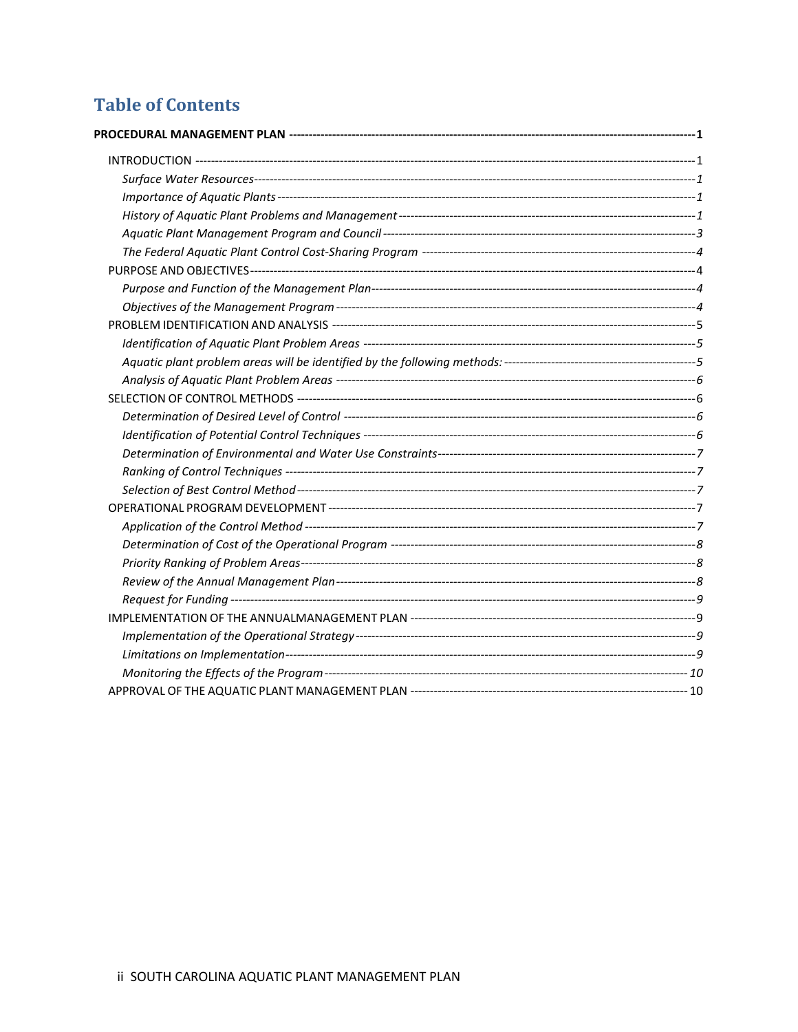# Table of Contents

**PROCEDURAL MANAGEMENT PLAN** ---------- **1**

- INTRODUCTION ---------- 1
  - *Surface Water Resources ---------- 1*
  - *Importance of Aquatic Plants ---------- 1*
  - *History of Aquatic Plant Problems and Management ---------- 1*
  - *Aquatic Plant Management Program and Council ---------- 3*
  - *The Federal Aquatic Plant Control Cost-Sharing Program ---------- 4*
- PURPOSE AND OBJECTIVES ---------- 4
  - *Purpose and Function of the Management Plan ---------- 4*
  - *Objectives of the Management Program ---------- 4*
- PROBLEM IDENTIFICATION AND ANALYSIS ---------- 5
  - *Identification of Aquatic Plant Problem Areas ---------- 5*
  - *Aquatic plant problem areas will be identified by the following methods: ---------- 5*
  - *Analysis of Aquatic Plant Problem Areas ---------- 6*
- SELECTION OF CONTROL METHODS ---------- 6
  - *Determination of Desired Level of Control ---------- 6*
  - *Identification of Potential Control Techniques ---------- 6*
  - *Determination of Environmental and Water Use Constraints ---------- 7*
  - *Ranking of Control Techniques ---------- 7*
  - *Selection of Best Control Method ---------- 7*
- OPERATIONAL PROGRAM DEVELOPMENT ---------- 7
  - *Application of the Control Method ---------- 7*
  - *Determination of Cost of the Operational Program ---------- 8*
  - *Priority Ranking of Problem Areas ---------- 8*
  - *Review of the Annual Management Plan ---------- 8*
  - *Request for Funding ---------- 9*
- IMPLEMENTATION OF THE ANNUALMANAGEMENT PLAN ---------- 9
  - *Implementation of the Operational Strategy ---------- 9*
  - *Limitations on Implementation ---------- 9*
  - *Monitoring the Effects of the Program ---------- 10*
- APPROVAL OF THE AQUATIC PLANT MANAGEMENT PLAN ---------- 10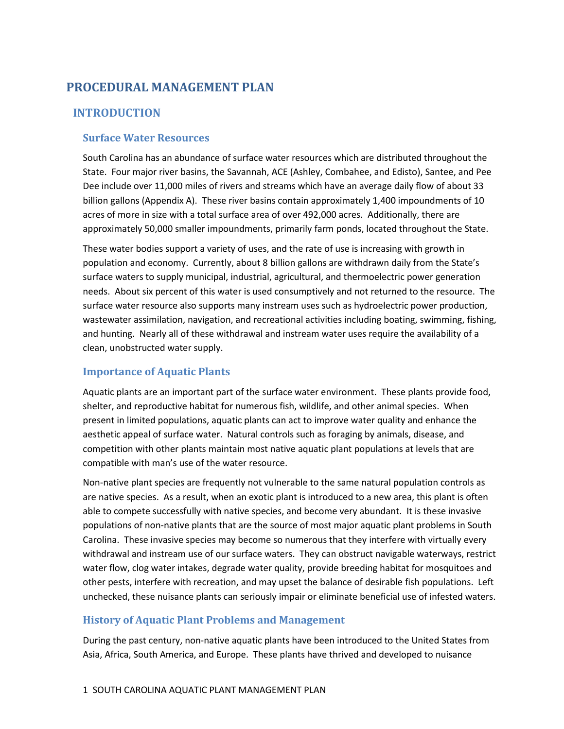# PROCEDURAL MANAGEMENT PLAN

## INTRODUCTION

### Surface Water Resources

South Carolina has an abundance of surface water resources which are distributed throughout the State. Four major river basins, the Savannah, ACE (Ashley, Combahee, and Edisto), Santee, and Pee Dee include over 11,000 miles of rivers and streams which have an average daily flow of about 33 billion gallons (Appendix A). These river basins contain approximately 1,400 impoundments of 10 acres of more in size with a total surface area of over 492,000 acres. Additionally, there are approximately 50,000 smaller impoundments, primarily farm ponds, located throughout the State.

These water bodies support a variety of uses, and the rate of use is increasing with growth in population and economy. Currently, about 8 billion gallons are withdrawn daily from the State's surface waters to supply municipal, industrial, agricultural, and thermoelectric power generation needs. About six percent of this water is used consumptively and not returned to the resource. The surface water resource also supports many instream uses such as hydroelectric power production, wastewater assimilation, navigation, and recreational activities including boating, swimming, fishing, and hunting. Nearly all of these withdrawal and instream water uses require the availability of a clean, unobstructed water supply.

### Importance of Aquatic Plants

Aquatic plants are an important part of the surface water environment. These plants provide food, shelter, and reproductive habitat for numerous fish, wildlife, and other animal species. When present in limited populations, aquatic plants can act to improve water quality and enhance the aesthetic appeal of surface water. Natural controls such as foraging by animals, disease, and competition with other plants maintain most native aquatic plant populations at levels that are compatible with man's use of the water resource.

Non-native plant species are frequently not vulnerable to the same natural population controls as are native species. As a result, when an exotic plant is introduced to a new area, this plant is often able to compete successfully with native species, and become very abundant. It is these invasive populations of non-native plants that are the source of most major aquatic plant problems in South Carolina. These invasive species may become so numerous that they interfere with virtually every withdrawal and instream use of our surface waters. They can obstruct navigable waterways, restrict water flow, clog water intakes, degrade water quality, provide breeding habitat for mosquitoes and other pests, interfere with recreation, and may upset the balance of desirable fish populations. Left unchecked, these nuisance plants can seriously impair or eliminate beneficial use of infested waters.

### History of Aquatic Plant Problems and Management

During the past century, non-native aquatic plants have been introduced to the United States from Asia, Africa, South America, and Europe. These plants have thrived and developed to nuisance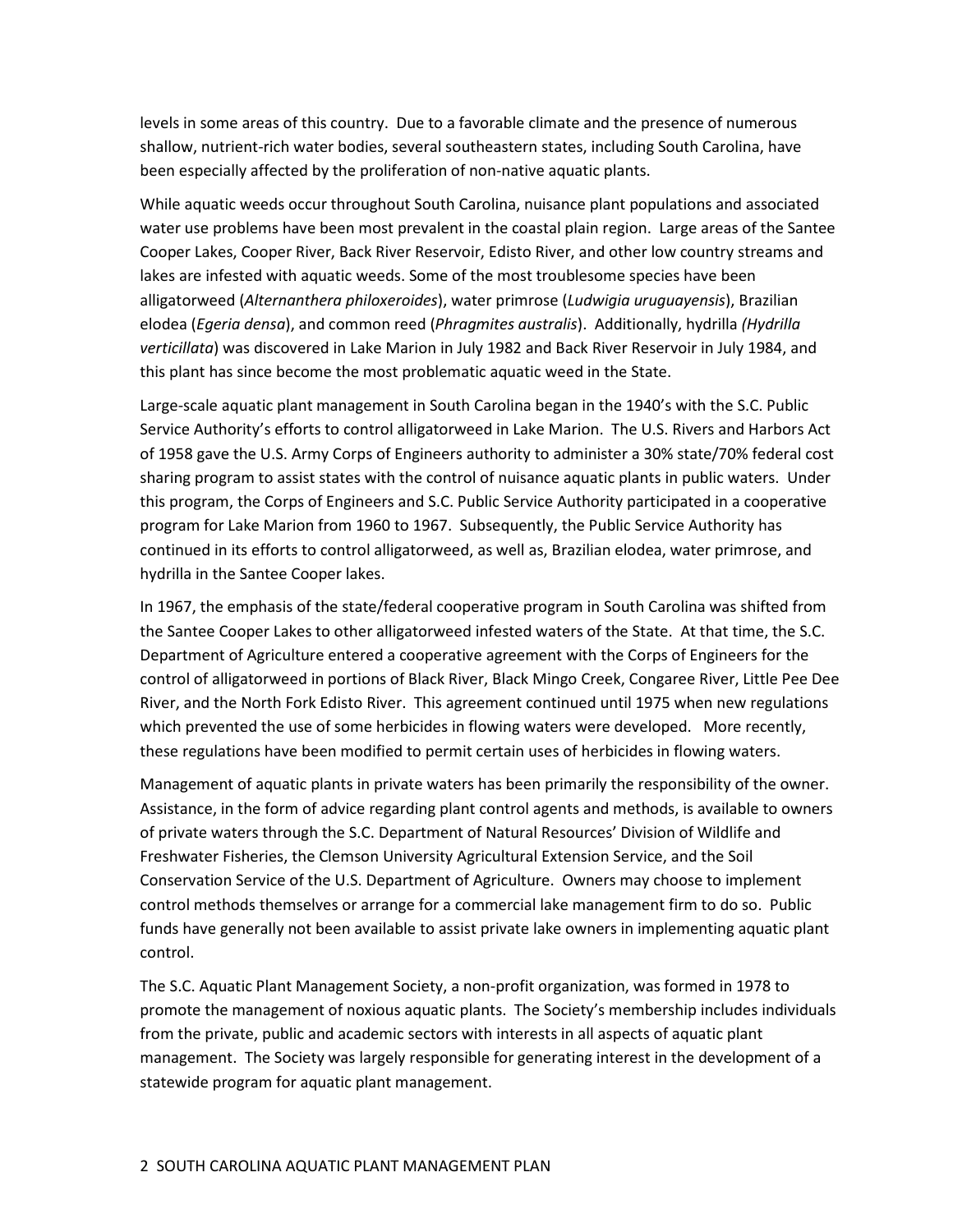levels in some areas of this country. Due to a favorable climate and the presence of numerous shallow, nutrient-rich water bodies, several southeastern states, including South Carolina, have been especially affected by the proliferation of non-native aquatic plants.

While aquatic weeds occur throughout South Carolina, nuisance plant populations and associated water use problems have been most prevalent in the coastal plain region. Large areas of the Santee Cooper Lakes, Cooper River, Back River Reservoir, Edisto River, and other low country streams and lakes are infested with aquatic weeds. Some of the most troublesome species have been alligatorweed (*Alternanthera philoxeroides*), water primrose (*Ludwigia uruguayensis*), Brazilian elodea (*Egeria densa*), and common reed (*Phragmites australis*). Additionally, hydrilla *(Hydrilla verticillata*) was discovered in Lake Marion in July 1982 and Back River Reservoir in July 1984, and this plant has since become the most problematic aquatic weed in the State.

Large-scale aquatic plant management in South Carolina began in the 1940's with the S.C. Public Service Authority's efforts to control alligatorweed in Lake Marion. The U.S. Rivers and Harbors Act of 1958 gave the U.S. Army Corps of Engineers authority to administer a 30% state/70% federal cost sharing program to assist states with the control of nuisance aquatic plants in public waters. Under this program, the Corps of Engineers and S.C. Public Service Authority participated in a cooperative program for Lake Marion from 1960 to 1967. Subsequently, the Public Service Authority has continued in its efforts to control alligatorweed, as well as, Brazilian elodea, water primrose, and hydrilla in the Santee Cooper lakes.

In 1967, the emphasis of the state/federal cooperative program in South Carolina was shifted from the Santee Cooper Lakes to other alligatorweed infested waters of the State. At that time, the S.C. Department of Agriculture entered a cooperative agreement with the Corps of Engineers for the control of alligatorweed in portions of Black River, Black Mingo Creek, Congaree River, Little Pee Dee River, and the North Fork Edisto River. This agreement continued until 1975 when new regulations which prevented the use of some herbicides in flowing waters were developed. More recently, these regulations have been modified to permit certain uses of herbicides in flowing waters.

Management of aquatic plants in private waters has been primarily the responsibility of the owner. Assistance, in the form of advice regarding plant control agents and methods, is available to owners of private waters through the S.C. Department of Natural Resources' Division of Wildlife and Freshwater Fisheries, the Clemson University Agricultural Extension Service, and the Soil Conservation Service of the U.S. Department of Agriculture. Owners may choose to implement control methods themselves or arrange for a commercial lake management firm to do so. Public funds have generally not been available to assist private lake owners in implementing aquatic plant control.

The S.C. Aquatic Plant Management Society, a non-profit organization, was formed in 1978 to promote the management of noxious aquatic plants. The Society's membership includes individuals from the private, public and academic sectors with interests in all aspects of aquatic plant management. The Society was largely responsible for generating interest in the development of a statewide program for aquatic plant management.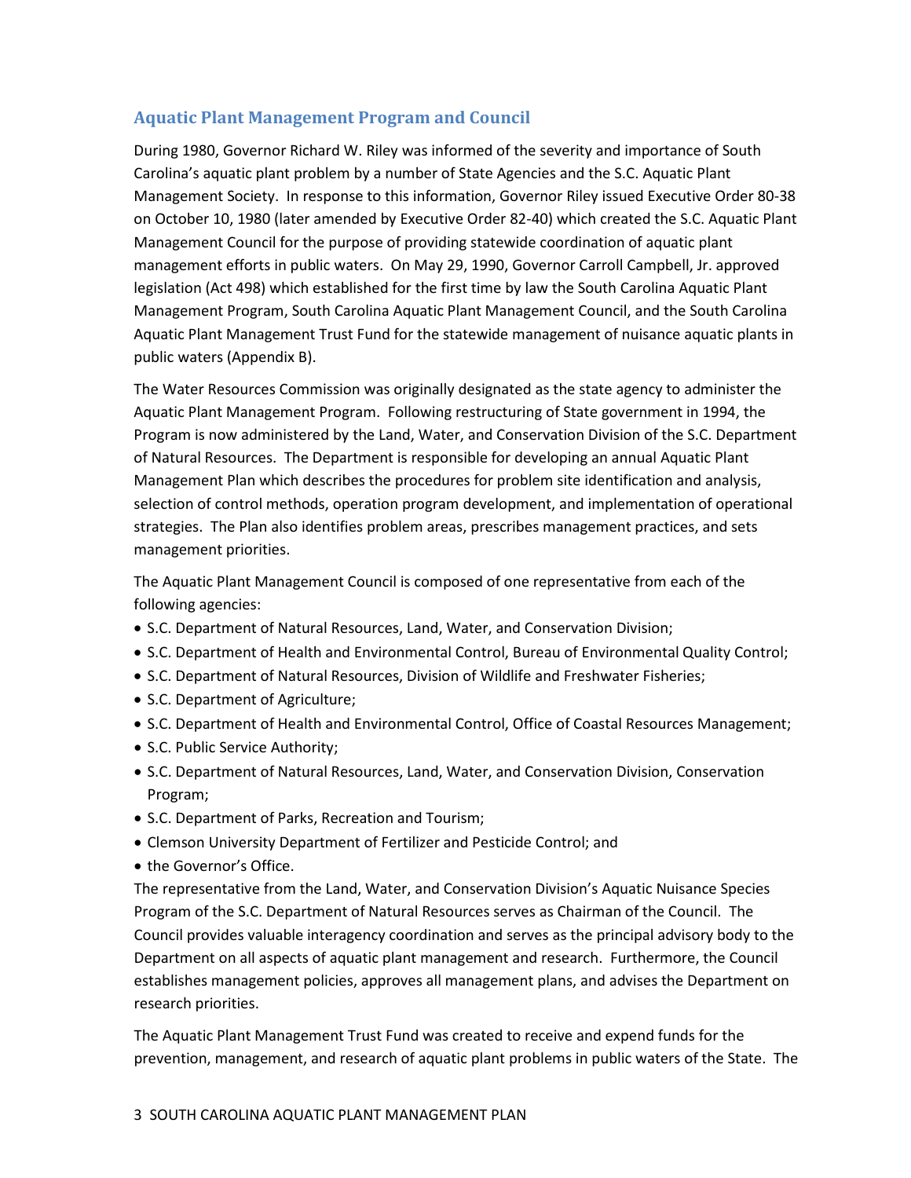## Aquatic Plant Management Program and Council

During 1980, Governor Richard W. Riley was informed of the severity and importance of South Carolina's aquatic plant problem by a number of State Agencies and the S.C. Aquatic Plant Management Society. In response to this information, Governor Riley issued Executive Order 80-38 on October 10, 1980 (later amended by Executive Order 82-40) which created the S.C. Aquatic Plant Management Council for the purpose of providing statewide coordination of aquatic plant management efforts in public waters. On May 29, 1990, Governor Carroll Campbell, Jr. approved legislation (Act 498) which established for the first time by law the South Carolina Aquatic Plant Management Program, South Carolina Aquatic Plant Management Council, and the South Carolina Aquatic Plant Management Trust Fund for the statewide management of nuisance aquatic plants in public waters (Appendix B).

The Water Resources Commission was originally designated as the state agency to administer the Aquatic Plant Management Program. Following restructuring of State government in 1994, the Program is now administered by the Land, Water, and Conservation Division of the S.C. Department of Natural Resources. The Department is responsible for developing an annual Aquatic Plant Management Plan which describes the procedures for problem site identification and analysis, selection of control methods, operation program development, and implementation of operational strategies. The Plan also identifies problem areas, prescribes management practices, and sets management priorities.

The Aquatic Plant Management Council is composed of one representative from each of the following agencies:

- S.C. Department of Natural Resources, Land, Water, and Conservation Division;
- S.C. Department of Health and Environmental Control, Bureau of Environmental Quality Control;
- S.C. Department of Natural Resources, Division of Wildlife and Freshwater Fisheries;
- S.C. Department of Agriculture;
- S.C. Department of Health and Environmental Control, Office of Coastal Resources Management;
- S.C. Public Service Authority;
- S.C. Department of Natural Resources, Land, Water, and Conservation Division, Conservation Program;
- S.C. Department of Parks, Recreation and Tourism;
- Clemson University Department of Fertilizer and Pesticide Control; and
- the Governor's Office.

The representative from the Land, Water, and Conservation Division's Aquatic Nuisance Species Program of the S.C. Department of Natural Resources serves as Chairman of the Council. The Council provides valuable interagency coordination and serves as the principal advisory body to the Department on all aspects of aquatic plant management and research. Furthermore, the Council establishes management policies, approves all management plans, and advises the Department on research priorities.

The Aquatic Plant Management Trust Fund was created to receive and expend funds for the prevention, management, and research of aquatic plant problems in public waters of the State. The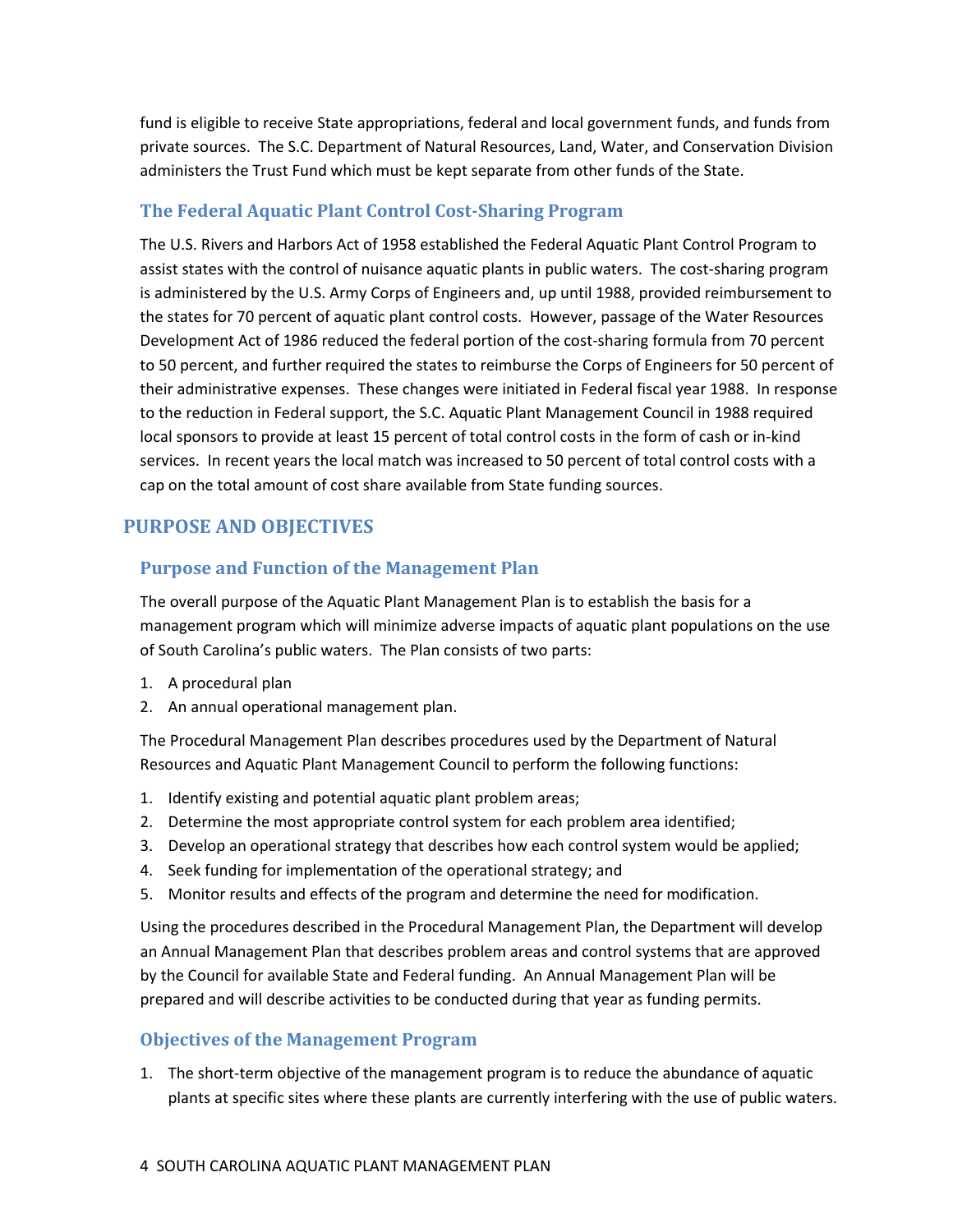fund is eligible to receive State appropriations, federal and local government funds, and funds from private sources. The S.C. Department of Natural Resources, Land, Water, and Conservation Division administers the Trust Fund which must be kept separate from other funds of the State.

### The Federal Aquatic Plant Control Cost-Sharing Program

The U.S. Rivers and Harbors Act of 1958 established the Federal Aquatic Plant Control Program to assist states with the control of nuisance aquatic plants in public waters. The cost-sharing program is administered by the U.S. Army Corps of Engineers and, up until 1988, provided reimbursement to the states for 70 percent of aquatic plant control costs. However, passage of the Water Resources Development Act of 1986 reduced the federal portion of the cost-sharing formula from 70 percent to 50 percent, and further required the states to reimburse the Corps of Engineers for 50 percent of their administrative expenses. These changes were initiated in Federal fiscal year 1988. In response to the reduction in Federal support, the S.C. Aquatic Plant Management Council in 1988 required local sponsors to provide at least 15 percent of total control costs in the form of cash or in-kind services. In recent years the local match was increased to 50 percent of total control costs with a cap on the total amount of cost share available from State funding sources.

## PURPOSE AND OBJECTIVES

### Purpose and Function of the Management Plan

The overall purpose of the Aquatic Plant Management Plan is to establish the basis for a management program which will minimize adverse impacts of aquatic plant populations on the use of South Carolina's public waters. The Plan consists of two parts:

1. A procedural plan
2. An annual operational management plan.

The Procedural Management Plan describes procedures used by the Department of Natural Resources and Aquatic Plant Management Council to perform the following functions:

1. Identify existing and potential aquatic plant problem areas;
2. Determine the most appropriate control system for each problem area identified;
3. Develop an operational strategy that describes how each control system would be applied;
4. Seek funding for implementation of the operational strategy; and
5. Monitor results and effects of the program and determine the need for modification.

Using the procedures described in the Procedural Management Plan, the Department will develop an Annual Management Plan that describes problem areas and control systems that are approved by the Council for available State and Federal funding. An Annual Management Plan will be prepared and will describe activities to be conducted during that year as funding permits.

### Objectives of the Management Program

1. The short-term objective of the management program is to reduce the abundance of aquatic plants at specific sites where these plants are currently interfering with the use of public waters.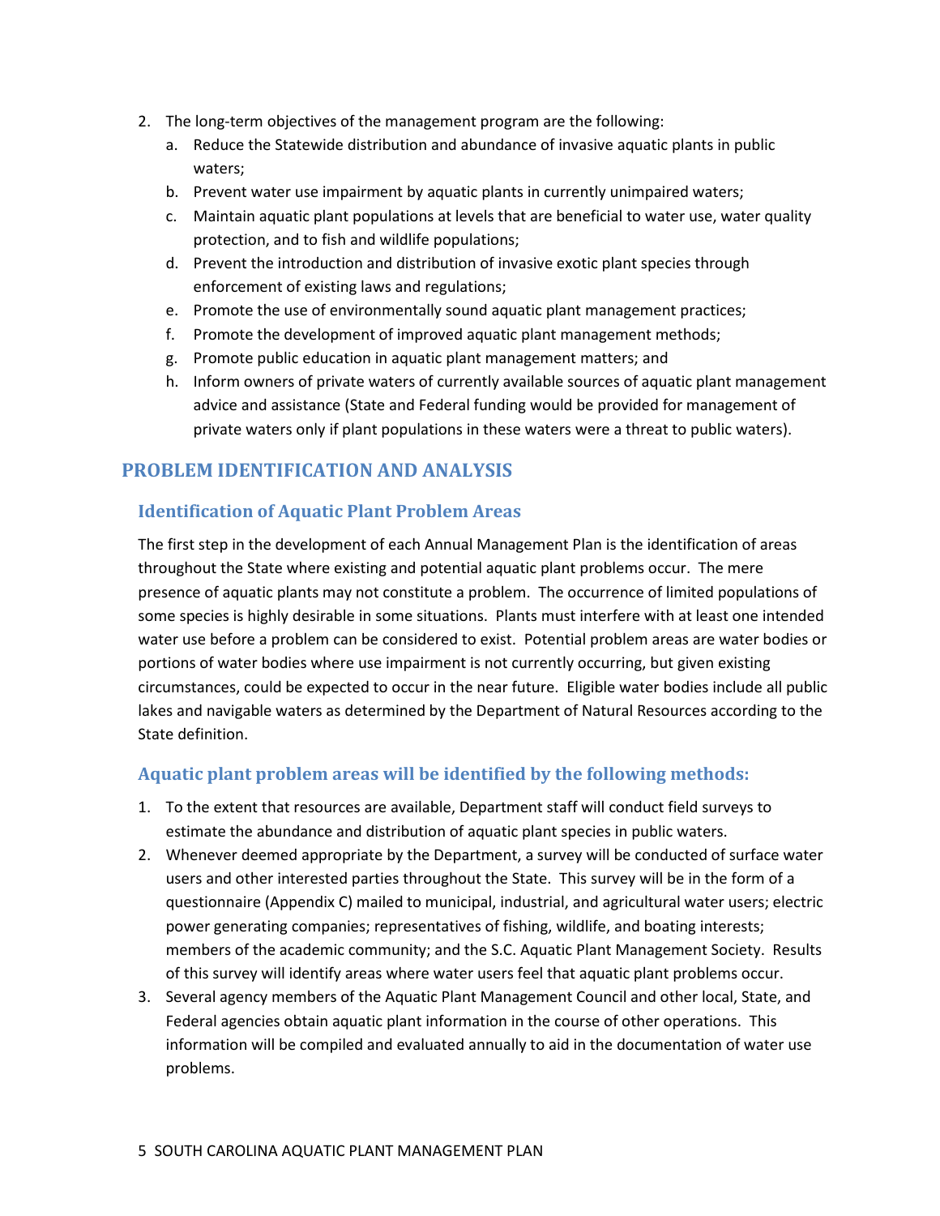2. The long-term objectives of the management program are the following:
   a. Reduce the Statewide distribution and abundance of invasive aquatic plants in public waters;
   b. Prevent water use impairment by aquatic plants in currently unimpaired waters;
   c. Maintain aquatic plant populations at levels that are beneficial to water use, water quality protection, and to fish and wildlife populations;
   d. Prevent the introduction and distribution of invasive exotic plant species through enforcement of existing laws and regulations;
   e. Promote the use of environmentally sound aquatic plant management practices;
   f. Promote the development of improved aquatic plant management methods;
   g. Promote public education in aquatic plant management matters; and
   h. Inform owners of private waters of currently available sources of aquatic plant management advice and assistance (State and Federal funding would be provided for management of private waters only if plant populations in these waters were a threat to public waters).

## PROBLEM IDENTIFICATION AND ANALYSIS

### Identification of Aquatic Plant Problem Areas

The first step in the development of each Annual Management Plan is the identification of areas throughout the State where existing and potential aquatic plant problems occur. The mere presence of aquatic plants may not constitute a problem. The occurrence of limited populations of some species is highly desirable in some situations. Plants must interfere with at least one intended water use before a problem can be considered to exist. Potential problem areas are water bodies or portions of water bodies where use impairment is not currently occurring, but given existing circumstances, could be expected to occur in the near future. Eligible water bodies include all public lakes and navigable waters as determined by the Department of Natural Resources according to the State definition.

### Aquatic plant problem areas will be identified by the following methods:

1. To the extent that resources are available, Department staff will conduct field surveys to estimate the abundance and distribution of aquatic plant species in public waters.
2. Whenever deemed appropriate by the Department, a survey will be conducted of surface water users and other interested parties throughout the State. This survey will be in the form of a questionnaire (Appendix C) mailed to municipal, industrial, and agricultural water users; electric power generating companies; representatives of fishing, wildlife, and boating interests; members of the academic community; and the S.C. Aquatic Plant Management Society. Results of this survey will identify areas where water users feel that aquatic plant problems occur.
3. Several agency members of the Aquatic Plant Management Council and other local, State, and Federal agencies obtain aquatic plant information in the course of other operations. This information will be compiled and evaluated annually to aid in the documentation of water use problems.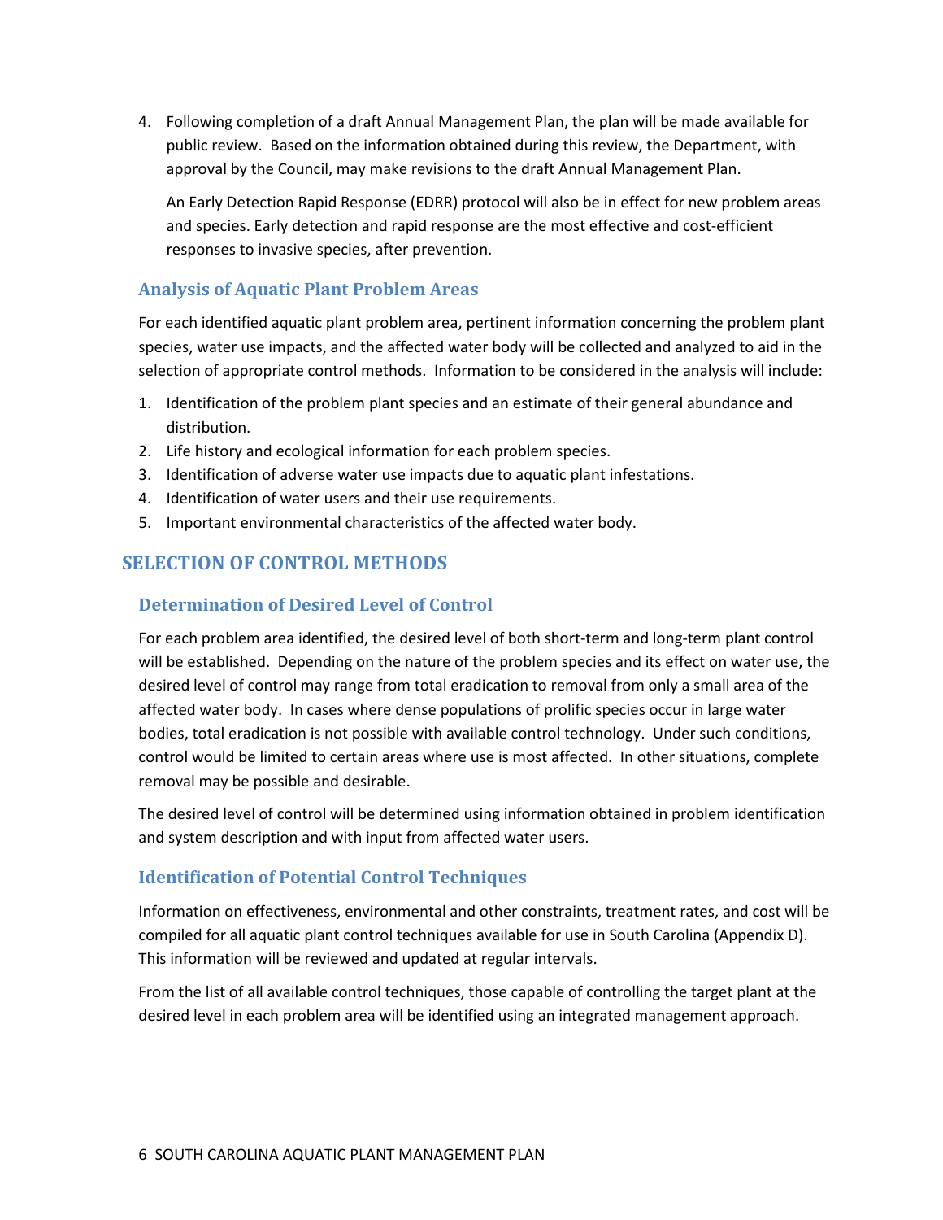4. Following completion of a draft Annual Management Plan, the plan will be made available for public review. Based on the information obtained during this review, the Department, with approval by the Council, may make revisions to the draft Annual Management Plan.

   An Early Detection Rapid Response (EDRR) protocol will also be in effect for new problem areas and species. Early detection and rapid response are the most effective and cost-efficient responses to invasive species, after prevention.

### Analysis of Aquatic Plant Problem Areas

For each identified aquatic plant problem area, pertinent information concerning the problem plant species, water use impacts, and the affected water body will be collected and analyzed to aid in the selection of appropriate control methods. Information to be considered in the analysis will include:

1. Identification of the problem plant species and an estimate of their general abundance and distribution.
2. Life history and ecological information for each problem species.
3. Identification of adverse water use impacts due to aquatic plant infestations.
4. Identification of water users and their use requirements.
5. Important environmental characteristics of the affected water body.

## SELECTION OF CONTROL METHODS

### Determination of Desired Level of Control

For each problem area identified, the desired level of both short-term and long-term plant control will be established. Depending on the nature of the problem species and its effect on water use, the desired level of control may range from total eradication to removal from only a small area of the affected water body. In cases where dense populations of prolific species occur in large water bodies, total eradication is not possible with available control technology. Under such conditions, control would be limited to certain areas where use is most affected. In other situations, complete removal may be possible and desirable.

The desired level of control will be determined using information obtained in problem identification and system description and with input from affected water users.

### Identification of Potential Control Techniques

Information on effectiveness, environmental and other constraints, treatment rates, and cost will be compiled for all aquatic plant control techniques available for use in South Carolina (Appendix D). This information will be reviewed and updated at regular intervals.

From the list of all available control techniques, those capable of controlling the target plant at the desired level in each problem area will be identified using an integrated management approach.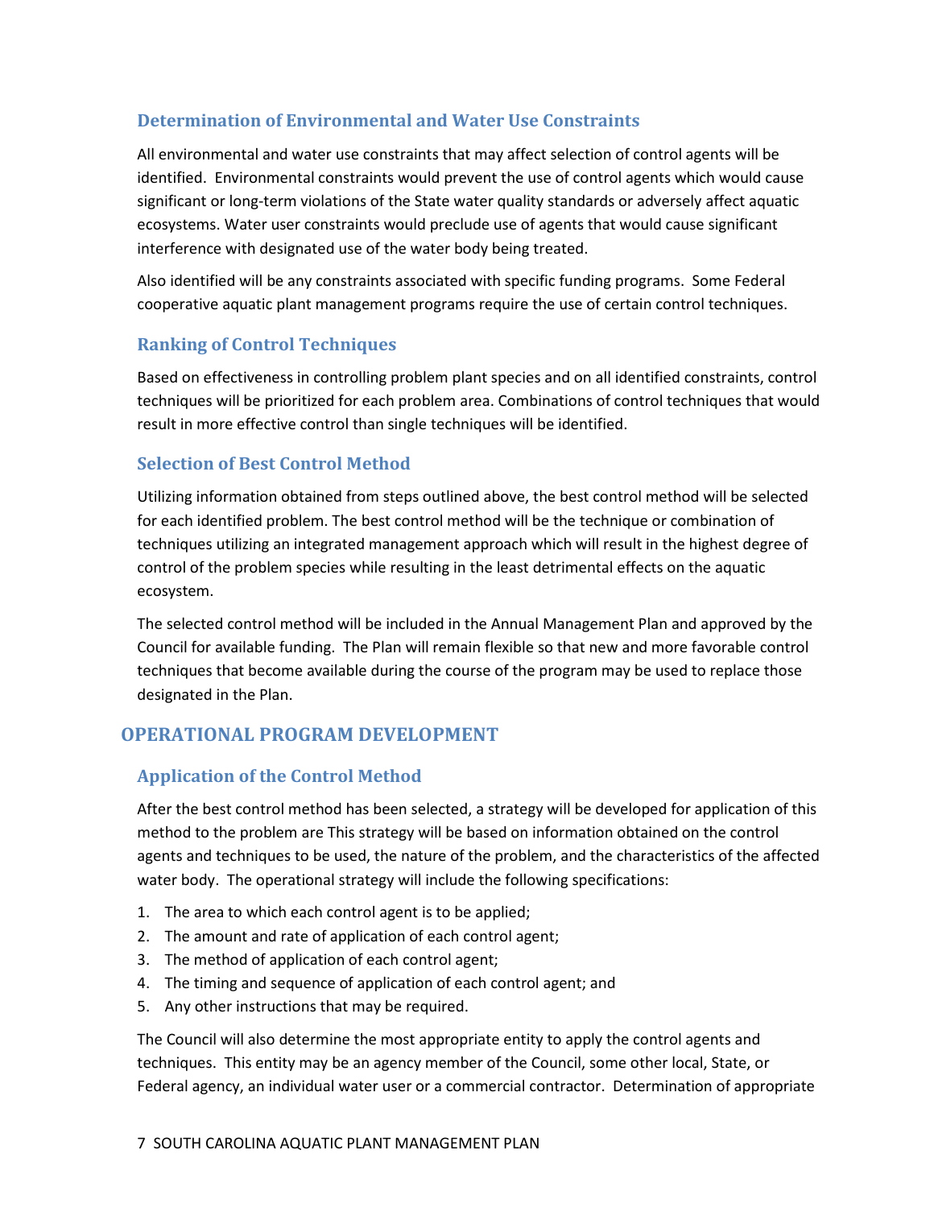### Determination of Environmental and Water Use Constraints

All environmental and water use constraints that may affect selection of control agents will be identified. Environmental constraints would prevent the use of control agents which would cause significant or long-term violations of the State water quality standards or adversely affect aquatic ecosystems. Water user constraints would preclude use of agents that would cause significant interference with designated use of the water body being treated.

Also identified will be any constraints associated with specific funding programs. Some Federal cooperative aquatic plant management programs require the use of certain control techniques.

### Ranking of Control Techniques

Based on effectiveness in controlling problem plant species and on all identified constraints, control techniques will be prioritized for each problem area. Combinations of control techniques that would result in more effective control than single techniques will be identified.

### Selection of Best Control Method

Utilizing information obtained from steps outlined above, the best control method will be selected for each identified problem. The best control method will be the technique or combination of techniques utilizing an integrated management approach which will result in the highest degree of control of the problem species while resulting in the least detrimental effects on the aquatic ecosystem.

The selected control method will be included in the Annual Management Plan and approved by the Council for available funding. The Plan will remain flexible so that new and more favorable control techniques that become available during the course of the program may be used to replace those designated in the Plan.

## OPERATIONAL PROGRAM DEVELOPMENT

### Application of the Control Method

After the best control method has been selected, a strategy will be developed for application of this method to the problem are This strategy will be based on information obtained on the control agents and techniques to be used, the nature of the problem, and the characteristics of the affected water body. The operational strategy will include the following specifications:

1. The area to which each control agent is to be applied;
2. The amount and rate of application of each control agent;
3. The method of application of each control agent;
4. The timing and sequence of application of each control agent; and
5. Any other instructions that may be required.

The Council will also determine the most appropriate entity to apply the control agents and techniques. This entity may be an agency member of the Council, some other local, State, or Federal agency, an individual water user or a commercial contractor. Determination of appropriate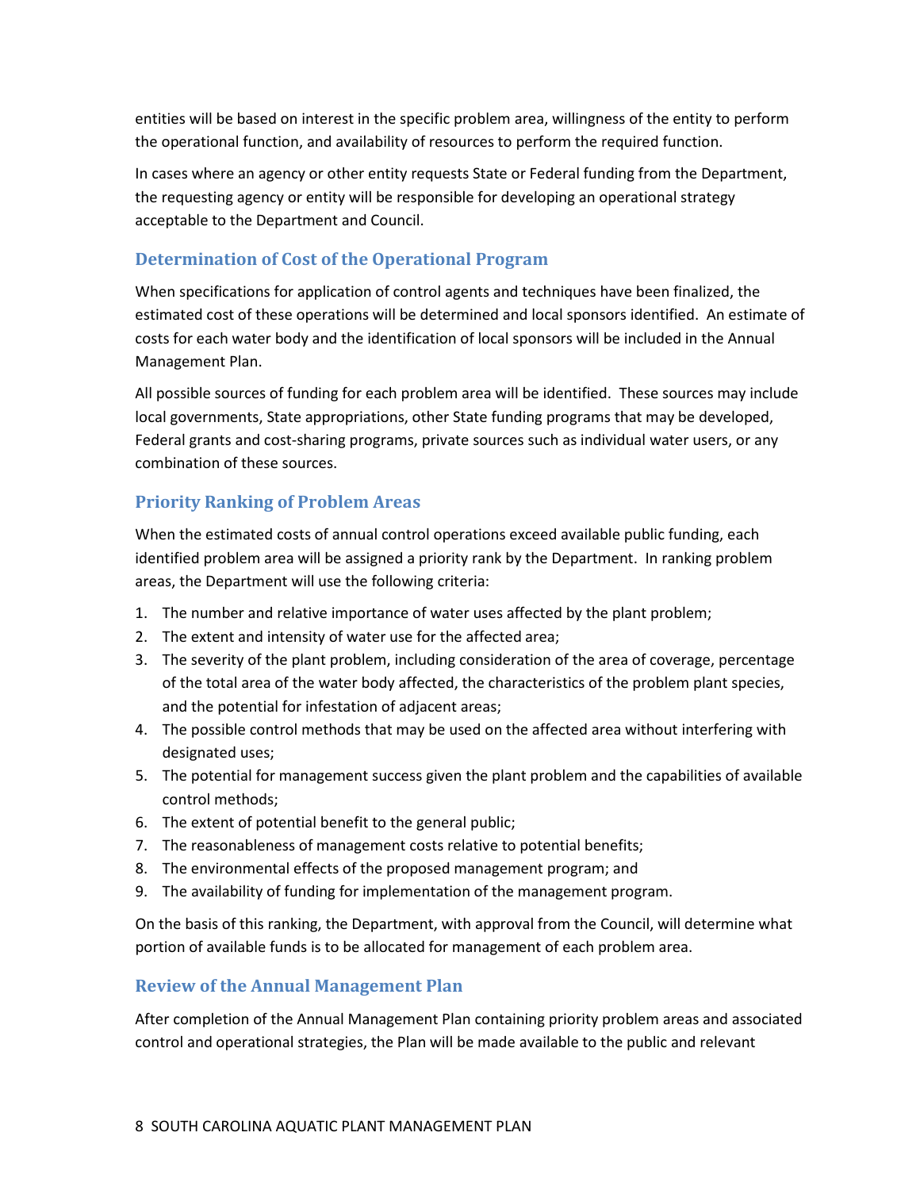entities will be based on interest in the specific problem area, willingness of the entity to perform the operational function, and availability of resources to perform the required function.

In cases where an agency or other entity requests State or Federal funding from the Department, the requesting agency or entity will be responsible for developing an operational strategy acceptable to the Department and Council.

### Determination of Cost of the Operational Program

When specifications for application of control agents and techniques have been finalized, the estimated cost of these operations will be determined and local sponsors identified. An estimate of costs for each water body and the identification of local sponsors will be included in the Annual Management Plan.

All possible sources of funding for each problem area will be identified. These sources may include local governments, State appropriations, other State funding programs that may be developed, Federal grants and cost-sharing programs, private sources such as individual water users, or any combination of these sources.

### Priority Ranking of Problem Areas

When the estimated costs of annual control operations exceed available public funding, each identified problem area will be assigned a priority rank by the Department. In ranking problem areas, the Department will use the following criteria:

1. The number and relative importance of water uses affected by the plant problem;
2. The extent and intensity of water use for the affected area;
3. The severity of the plant problem, including consideration of the area of coverage, percentage of the total area of the water body affected, the characteristics of the problem plant species, and the potential for infestation of adjacent areas;
4. The possible control methods that may be used on the affected area without interfering with designated uses;
5. The potential for management success given the plant problem and the capabilities of available control methods;
6. The extent of potential benefit to the general public;
7. The reasonableness of management costs relative to potential benefits;
8. The environmental effects of the proposed management program; and
9. The availability of funding for implementation of the management program.

On the basis of this ranking, the Department, with approval from the Council, will determine what portion of available funds is to be allocated for management of each problem area.

### Review of the Annual Management Plan

After completion of the Annual Management Plan containing priority problem areas and associated control and operational strategies, the Plan will be made available to the public and relevant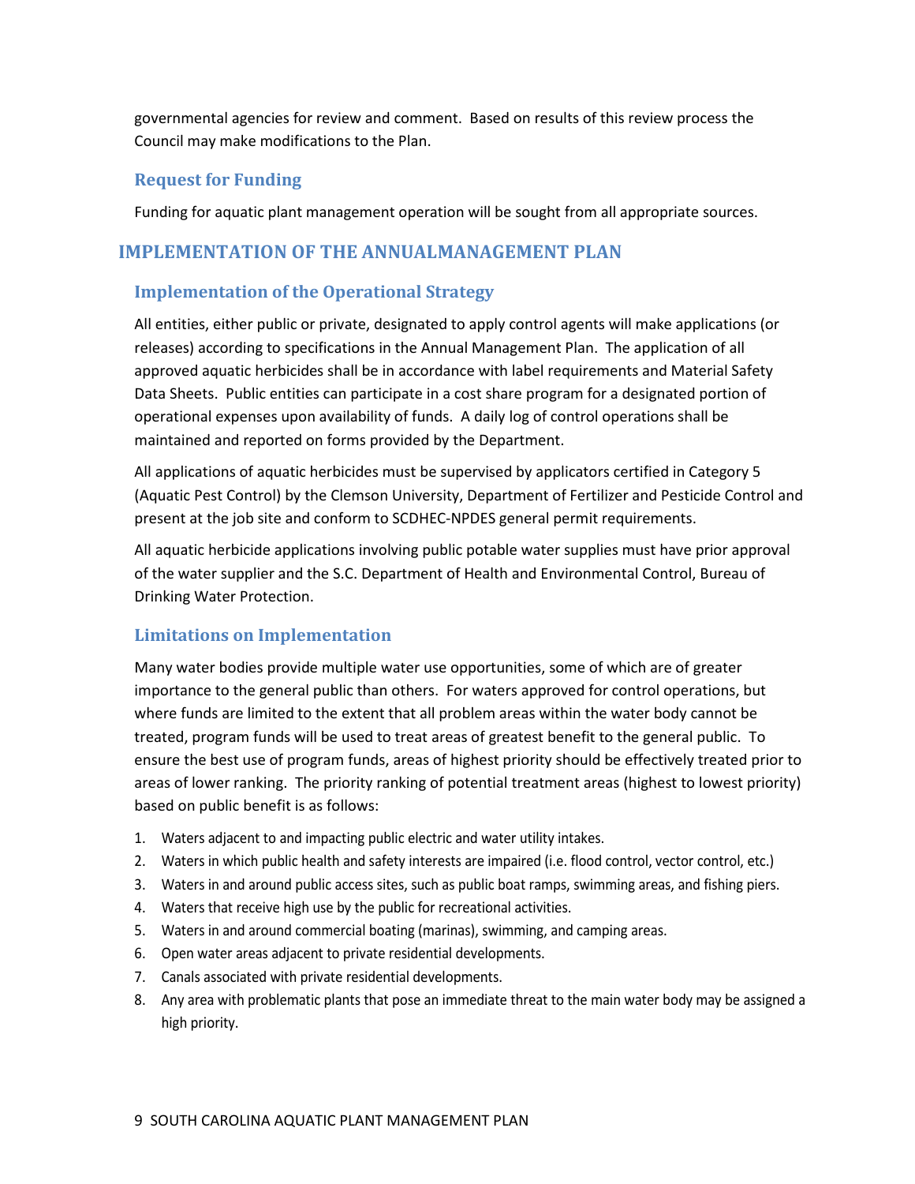governmental agencies for review and comment. Based on results of this review process the Council may make modifications to the Plan.

### Request for Funding

Funding for aquatic plant management operation will be sought from all appropriate sources.

## IMPLEMENTATION OF THE ANNUALMANAGEMENT PLAN

### Implementation of the Operational Strategy

All entities, either public or private, designated to apply control agents will make applications (or releases) according to specifications in the Annual Management Plan. The application of all approved aquatic herbicides shall be in accordance with label requirements and Material Safety Data Sheets. Public entities can participate in a cost share program for a designated portion of operational expenses upon availability of funds. A daily log of control operations shall be maintained and reported on forms provided by the Department.

All applications of aquatic herbicides must be supervised by applicators certified in Category 5 (Aquatic Pest Control) by the Clemson University, Department of Fertilizer and Pesticide Control and present at the job site and conform to SCDHEC-NPDES general permit requirements.

All aquatic herbicide applications involving public potable water supplies must have prior approval of the water supplier and the S.C. Department of Health and Environmental Control, Bureau of Drinking Water Protection.

### Limitations on Implementation

Many water bodies provide multiple water use opportunities, some of which are of greater importance to the general public than others. For waters approved for control operations, but where funds are limited to the extent that all problem areas within the water body cannot be treated, program funds will be used to treat areas of greatest benefit to the general public. To ensure the best use of program funds, areas of highest priority should be effectively treated prior to areas of lower ranking. The priority ranking of potential treatment areas (highest to lowest priority) based on public benefit is as follows:

1. Waters adjacent to and impacting public electric and water utility intakes.
2. Waters in which public health and safety interests are impaired (i.e. flood control, vector control, etc.)
3. Waters in and around public access sites, such as public boat ramps, swimming areas, and fishing piers.
4. Waters that receive high use by the public for recreational activities.
5. Waters in and around commercial boating (marinas), swimming, and camping areas.
6. Open water areas adjacent to private residential developments.
7. Canals associated with private residential developments.
8. Any area with problematic plants that pose an immediate threat to the main water body may be assigned a high priority.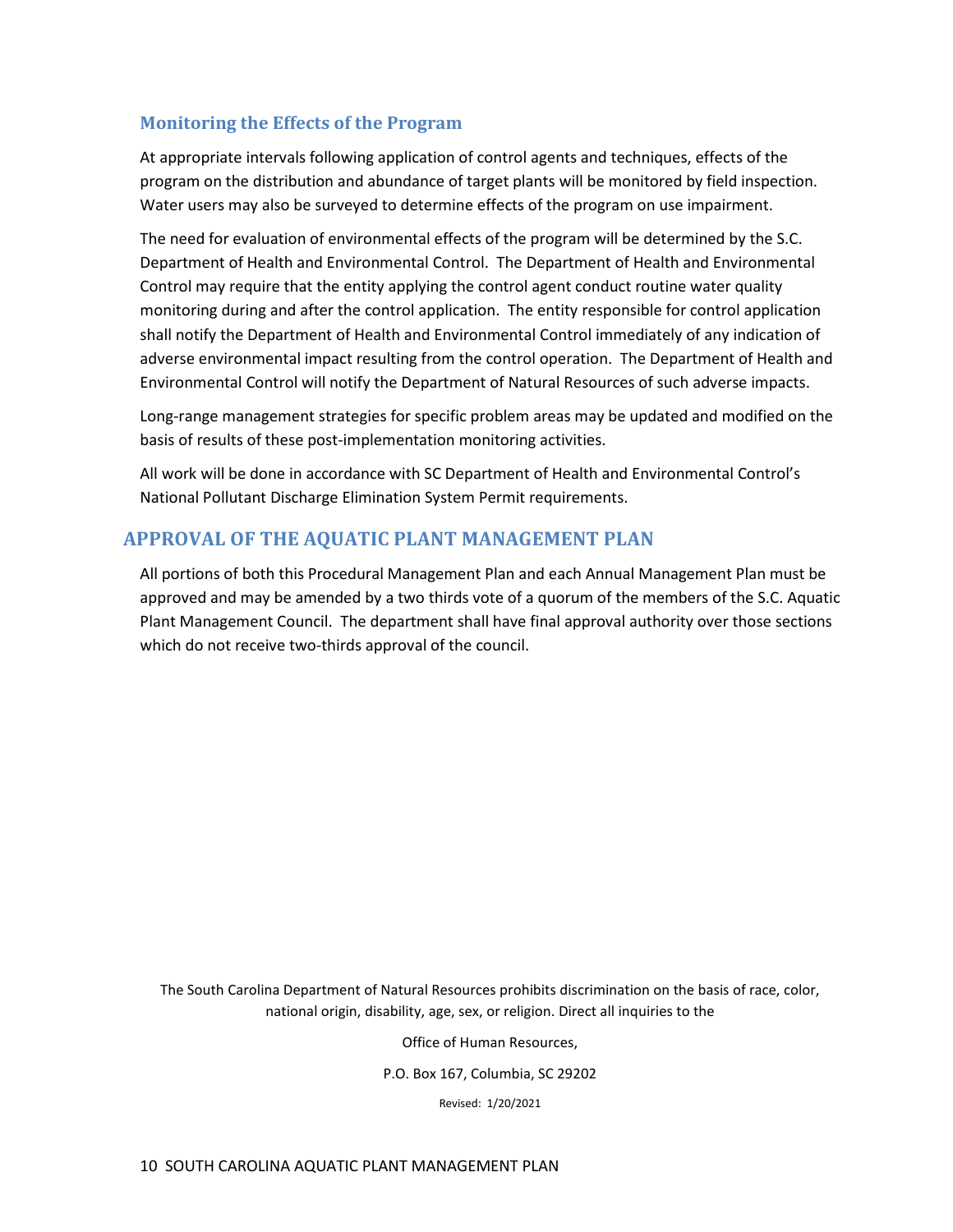### Monitoring the Effects of the Program

At appropriate intervals following application of control agents and techniques, effects of the program on the distribution and abundance of target plants will be monitored by field inspection. Water users may also be surveyed to determine effects of the program on use impairment.

The need for evaluation of environmental effects of the program will be determined by the S.C. Department of Health and Environmental Control. The Department of Health and Environmental Control may require that the entity applying the control agent conduct routine water quality monitoring during and after the control application. The entity responsible for control application shall notify the Department of Health and Environmental Control immediately of any indication of adverse environmental impact resulting from the control operation. The Department of Health and Environmental Control will notify the Department of Natural Resources of such adverse impacts.

Long-range management strategies for specific problem areas may be updated and modified on the basis of results of these post-implementation monitoring activities.

All work will be done in accordance with SC Department of Health and Environmental Control's National Pollutant Discharge Elimination System Permit requirements.

## APPROVAL OF THE AQUATIC PLANT MANAGEMENT PLAN

All portions of both this Procedural Management Plan and each Annual Management Plan must be approved and may be amended by a two thirds vote of a quorum of the members of the S.C. Aquatic Plant Management Council. The department shall have final approval authority over those sections which do not receive two-thirds approval of the council.

The South Carolina Department of Natural Resources prohibits discrimination on the basis of race, color, national origin, disability, age, sex, or religion. Direct all inquiries to the

Office of Human Resources,

P.O. Box 167, Columbia, SC 29202

Revised: 1/20/2021